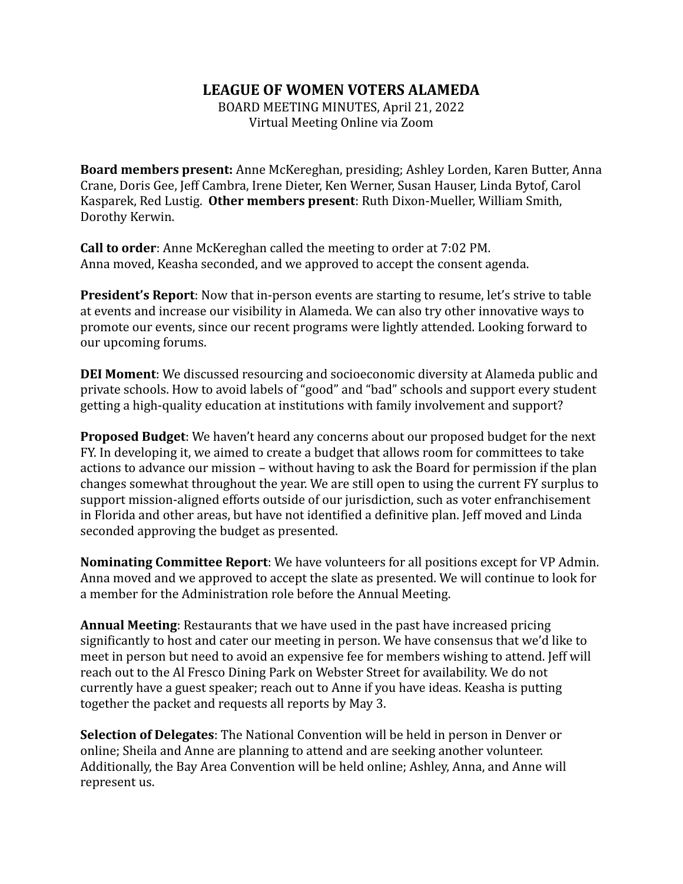# LEAGUE OF WOMEN VOTERS ALAMEDA

BOARD MEETING MINUTES, April 21, 2022
Virtual Meeting Online via Zoom

**Board members present:** Anne McKereghan, presiding; Ashley Lorden, Karen Butter, Anna Crane, Doris Gee, Jeff Cambra, Irene Dieter, Ken Werner, Susan Hauser, Linda Bytof, Carol Kasparek, Red Lustig. **Other members present**: Ruth Dixon-Mueller, William Smith, Dorothy Kerwin.

**Call to order**: Anne McKereghan called the meeting to order at 7:02 PM.
Anna moved, Keasha seconded, and we approved to accept the consent agenda.

**President's Report**: Now that in-person events are starting to resume, let's strive to table at events and increase our visibility in Alameda. We can also try other innovative ways to promote our events, since our recent programs were lightly attended. Looking forward to our upcoming forums.

**DEI Moment**: We discussed resourcing and socioeconomic diversity at Alameda public and private schools. How to avoid labels of "good" and "bad" schools and support every student getting a high-quality education at institutions with family involvement and support?

**Proposed Budget**: We haven't heard any concerns about our proposed budget for the next FY. In developing it, we aimed to create a budget that allows room for committees to take actions to advance our mission – without having to ask the Board for permission if the plan changes somewhat throughout the year. We are still open to using the current FY surplus to support mission-aligned efforts outside of our jurisdiction, such as voter enfranchisement in Florida and other areas, but have not identified a definitive plan. Jeff moved and Linda seconded approving the budget as presented.

**Nominating Committee Report**: We have volunteers for all positions except for VP Admin. Anna moved and we approved to accept the slate as presented. We will continue to look for a member for the Administration role before the Annual Meeting.

**Annual Meeting**: Restaurants that we have used in the past have increased pricing significantly to host and cater our meeting in person. We have consensus that we'd like to meet in person but need to avoid an expensive fee for members wishing to attend. Jeff will reach out to the Al Fresco Dining Park on Webster Street for availability. We do not currently have a guest speaker; reach out to Anne if you have ideas. Keasha is putting together the packet and requests all reports by May 3.

**Selection of Delegates**: The National Convention will be held in person in Denver or online; Sheila and Anne are planning to attend and are seeking another volunteer. Additionally, the Bay Area Convention will be held online; Ashley, Anna, and Anne will represent us.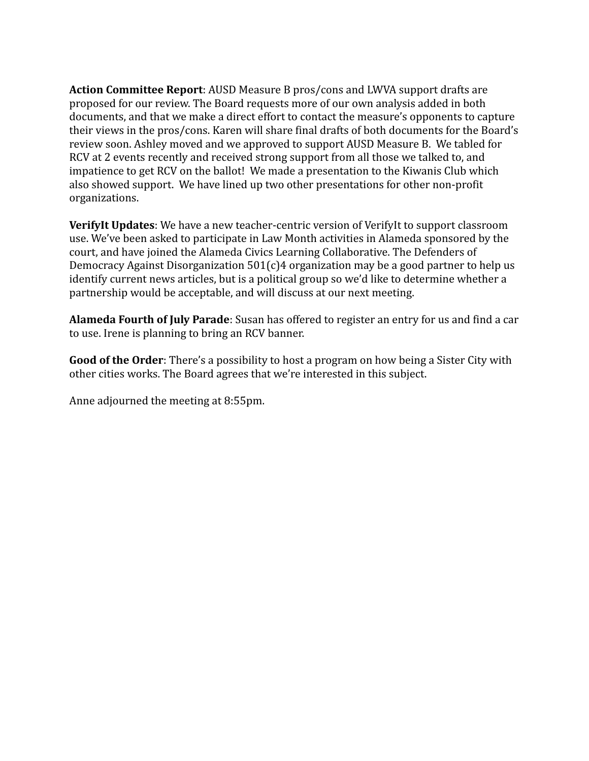**Action Committee Report**: AUSD Measure B pros/cons and LWVA support drafts are proposed for our review. The Board requests more of our own analysis added in both documents, and that we make a direct effort to contact the measure's opponents to capture their views in the pros/cons. Karen will share final drafts of both documents for the Board's review soon. Ashley moved and we approved to support AUSD Measure B. We tabled for RCV at 2 events recently and received strong support from all those we talked to, and impatience to get RCV on the ballot! We made a presentation to the Kiwanis Club which also showed support. We have lined up two other presentations for other non-profit organizations.

**VerifyIt Updates**: We have a new teacher-centric version of VerifyIt to support classroom use. We've been asked to participate in Law Month activities in Alameda sponsored by the court, and have joined the Alameda Civics Learning Collaborative. The Defenders of Democracy Against Disorganization 501(c)4 organization may be a good partner to help us identify current news articles, but is a political group so we'd like to determine whether a partnership would be acceptable, and will discuss at our next meeting.

**Alameda Fourth of July Parade**: Susan has offered to register an entry for us and find a car to use. Irene is planning to bring an RCV banner.

**Good of the Order**: There's a possibility to host a program on how being a Sister City with other cities works. The Board agrees that we're interested in this subject.

Anne adjourned the meeting at 8:55pm.